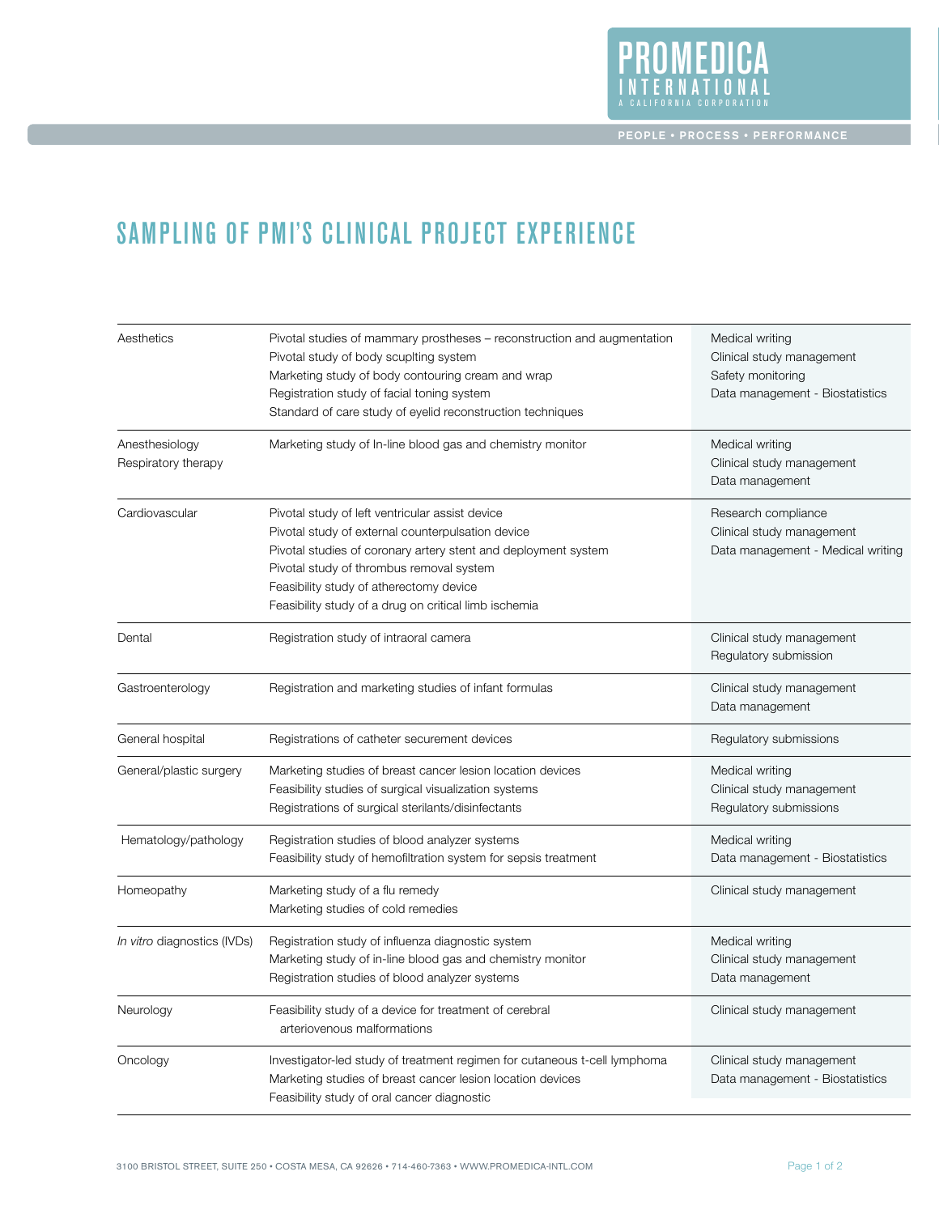# SAMPLING OF PMI'S CLINICAL PROJECT EXPERIENCE

| Therapeutic Area | Studies | Services |
|---|---|---|
| Aesthetics | Pivotal studies of mammary prostheses – reconstruction and augmentation<br>Pivotal study of body scuplting system<br>Marketing study of body contouring cream and wrap<br>Registration study of facial toning system<br>Standard of care study of eyelid reconstruction techniques | Medical writing<br>Clinical study management<br>Safety monitoring<br>Data management - Biostatistics |
| Anesthesiology<br>Respiratory therapy | Marketing study of In-line blood gas and chemistry monitor | Medical writing<br>Clinical study management<br>Data management |
| Cardiovascular | Pivotal study of left ventricular assist device<br>Pivotal study of external counterpulsation device<br>Pivotal studies of coronary artery stent and deployment system<br>Pivotal study of thrombus removal system<br>Feasibility study of atherectomy device<br>Feasibility study of a drug on critical limb ischemia | Research compliance<br>Clinical study management<br>Data management - Medical writing |
| Dental | Registration study of intraoral camera | Clinical study management<br>Regulatory submission |
| Gastroenterology | Registration and marketing studies of infant formulas | Clinical study management<br>Data management |
| General hospital | Registrations of catheter securement devices | Regulatory submissions |
| General/plastic surgery | Marketing studies of breast cancer lesion location devices<br>Feasibility studies of surgical visualization systems<br>Registrations of surgical sterilants/disinfectants | Medical writing<br>Clinical study management<br>Regulatory submissions |
| Hematology/pathology | Registration studies of blood analyzer systems<br>Feasibility study of hemofiltration system for sepsis treatment | Medical writing<br>Data management - Biostatistics |
| Homeopathy | Marketing study of a flu remedy<br>Marketing studies of cold remedies | Clinical study management |
| *In vitro* diagnostics (IVDs) | Registration study of influenza diagnostic system<br>Marketing study of in-line blood gas and chemistry monitor<br>Registration studies of blood analyzer systems | Medical writing<br>Clinical study management<br>Data management |
| Neurology | Feasibility study of a device for treatment of cerebral arteriovenous malformations | Clinical study management |
| Oncology | Investigator-led study of treatment regimen for cutaneous t-cell lymphoma<br>Marketing studies of breast cancer lesion location devices<br>Feasibility study of oral cancer diagnostic | Clinical study management<br>Data management - Biostatistics |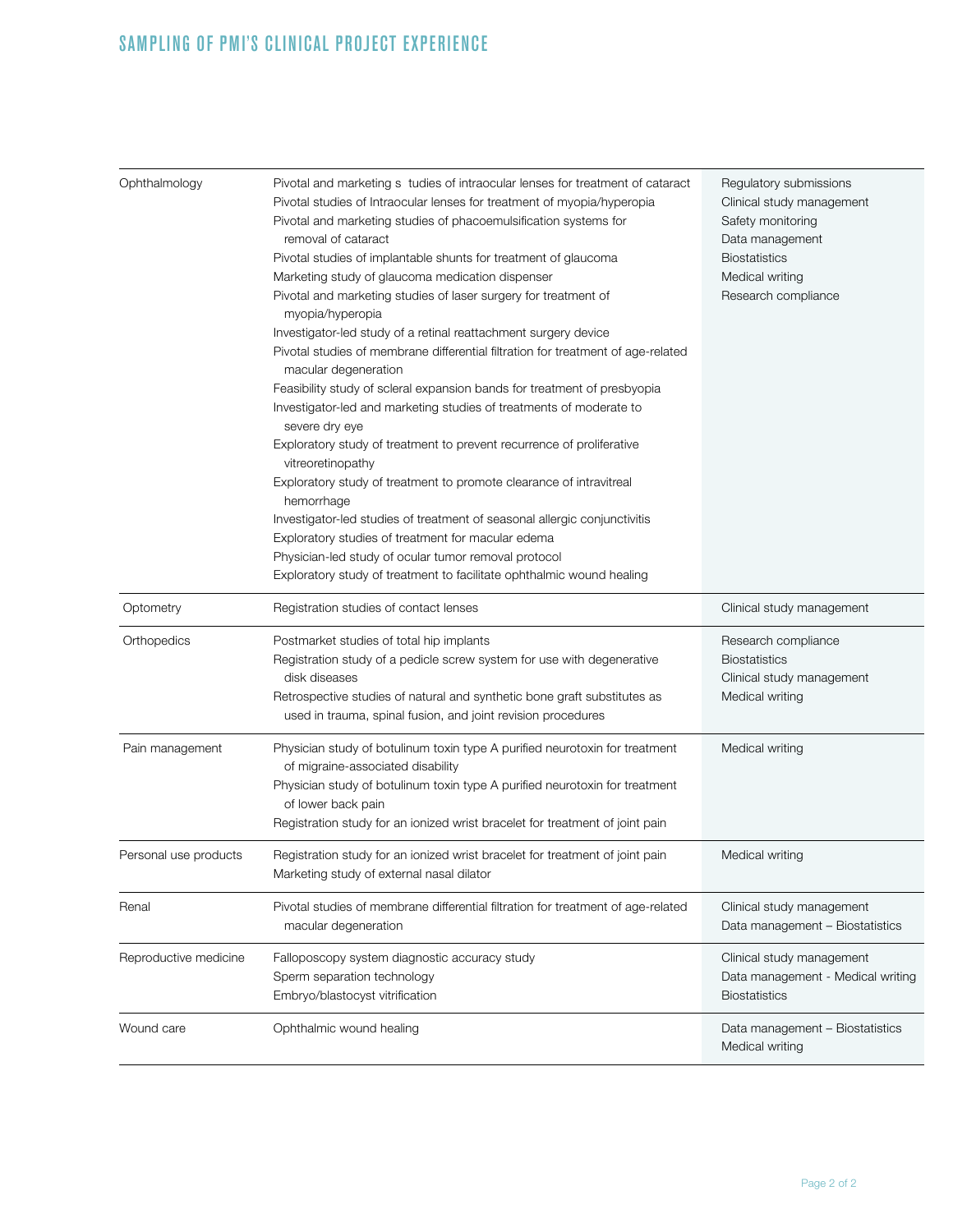## SAMPLING OF PMI'S CLINICAL PROJECT EXPERIENCE

| | | |
|---|---|---|
| Ophthalmology | Pivotal and marketing s tudies of intraocular lenses for treatment of cataract<br>Pivotal studies of Intraocular lenses for treatment of myopia/hyperopia<br>Pivotal and marketing studies of phacoemulsification systems for removal of cataract<br>Pivotal studies of implantable shunts for treatment of glaucoma<br>Marketing study of glaucoma medication dispenser<br>Pivotal and marketing studies of laser surgery for treatment of myopia/hyperopia<br>Investigator-led study of a retinal reattachment surgery device<br>Pivotal studies of membrane differential filtration for treatment of age-related macular degeneration<br>Feasibility study of scleral expansion bands for treatment of presbyopia<br>Investigator-led and marketing studies of treatments of moderate to severe dry eye<br>Exploratory study of treatment to prevent recurrence of proliferative vitreoretinopathy<br>Exploratory study of treatment to promote clearance of intravitreal hemorrhage<br>Investigator-led studies of treatment of seasonal allergic conjunctivitis<br>Exploratory studies of treatment for macular edema<br>Physician-led study of ocular tumor removal protocol<br>Exploratory study of treatment to facilitate ophthalmic wound healing | Regulatory submissions<br>Clinical study management<br>Safety monitoring<br>Data management<br>Biostatistics<br>Medical writing<br>Research compliance |
| Optometry | Registration studies of contact lenses | Clinical study management |
| Orthopedics | Postmarket studies of total hip implants<br>Registration study of a pedicle screw system for use with degenerative disk diseases<br>Retrospective studies of natural and synthetic bone graft substitutes as used in trauma, spinal fusion, and joint revision procedures | Research compliance<br>Biostatistics<br>Clinical study management<br>Medical writing |
| Pain management | Physician study of botulinum toxin type A purified neurotoxin for treatment of migraine-associated disability<br>Physician study of botulinum toxin type A purified neurotoxin for treatment of lower back pain<br>Registration study for an ionized wrist bracelet for treatment of joint pain | Medical writing |
| Personal use products | Registration study for an ionized wrist bracelet for treatment of joint pain<br>Marketing study of external nasal dilator | Medical writing |
| Renal | Pivotal studies of membrane differential filtration for treatment of age-related macular degeneration | Clinical study management<br>Data management – Biostatistics |
| Reproductive medicine | Falloposcopy system diagnostic accuracy study<br>Sperm separation technology<br>Embryo/blastocyst vitrification | Clinical study management<br>Data management - Medical writing<br>Biostatistics |
| Wound care | Ophthalmic wound healing | Data management – Biostatistics<br>Medical writing |